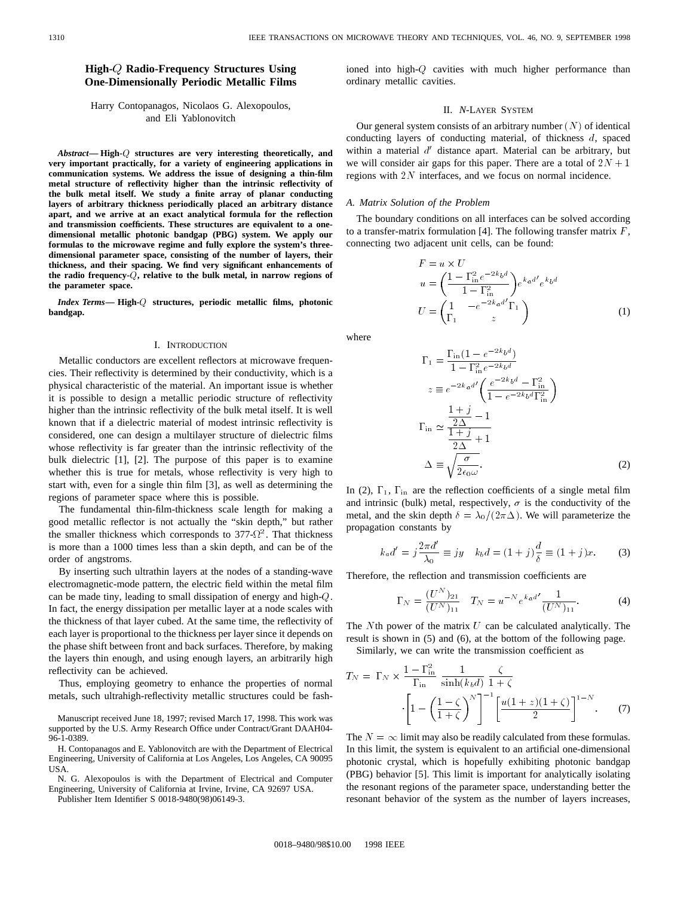# High-$Q$ Radio-Frequency Structures Using One-Dimensionally Periodic Metallic Films

Harry Contopanagos, Nicolaos G. Alexopoulos, and Eli Yablonovitch

***Abstract*— High-$Q$ structures are very interesting theoretically, and very important practically, for a variety of engineering applications in communication systems. We address the issue of designing a thin-film metal structure of reflectivity higher than the intrinsic reflectivity of the bulk metal itself. We study a finite array of planar conducting layers of arbitrary thickness periodically placed an arbitrary distance apart, and we arrive at an exact analytical formula for the reflection and transmission coefficients. These structures are equivalent to a one-dimensional metallic photonic bandgap (PBG) system. We apply our formulas to the microwave regime and fully explore the system's three-dimensional parameter space, consisting of the number of layers, their thickness, and their spacing. We find very significant enhancements of the radio frequency-$Q$, relative to the bulk metal, in narrow regions of the parameter space.**

***Index Terms*— High-$Q$ structures, periodic metallic films, photonic bandgap.**

## I. Introduction

Metallic conductors are excellent reflectors at microwave frequencies. Their reflectivity is determined by their conductivity, which is a physical characteristic of the material. An important issue is whether it is possible to design a metallic periodic structure of reflectivity higher than the intrinsic reflectivity of the bulk metal itself. It is well known that if a dielectric material of modest intrinsic reflectivity is considered, one can design a multilayer structure of dielectric films whose reflectivity is far greater than the intrinsic reflectivity of the bulk dielectric [1], [2]. The purpose of this paper is to examine whether this is true for metals, whose reflectivity is very high to start with, even for a single thin film [3], as well as determining the regions of parameter space where this is possible.

The fundamental thin-film-thickness scale length for making a good metallic reflector is not actually the "skin depth," but rather the smaller thickness which corresponds to 377-$\Omega^2$. That thickness is more than a 1000 times less than a skin depth, and can be of the order of angstroms.

By inserting such ultrathin layers at the nodes of a standing-wave electromagnetic-mode pattern, the electric field within the metal film can be made tiny, leading to small dissipation of energy and high-$Q$. In fact, the energy dissipation per metallic layer at a node scales with the thickness of that layer cubed. At the same time, the reflectivity of each layer is proportional to the thickness per layer since it depends on the phase shift between front and back surfaces. Therefore, by making the layers thin enough, and using enough layers, an arbitrarily high reflectivity can be achieved.

Thus, employing geometry to enhance the properties of normal metals, such ultrahigh-reflectivity metallic structures could be fashioned into high-$Q$ cavities with much higher performance than ordinary metallic cavities.

Manuscript received June 18, 1997; revised March 17, 1998. This work was supported by the U.S. Army Research Office under Contract/Grant DAAH04-96-1-0389.

H. Contopanagos and E. Yablonovitch are with the Department of Electrical Engineering, University of California at Los Angeles, Los Angeles, CA 90095 USA.

N. G. Alexopoulos is with the Department of Electrical and Computer Engineering, University of California at Irvine, Irvine, CA 92697 USA.

Publisher Item Identifier S 0018-9480(98)06149-3.

## II. $N$-Layer System

Our general system consists of an arbitrary number $(N)$ of identical conducting layers of conducting material, of thickness $d$, spaced within a material $d'$ distance apart. Material can be arbitrary, but we will consider air gaps for this paper. There are a total of $2N+1$ regions with $2N$ interfaces, and we focus on normal incidence.

### A. Matrix Solution of the Problem

The boundary conditions on all interfaces can be solved according to a transfer-matrix formulation [4]. The following transfer matrix $F$, connecting two adjacent unit cells, can be found:

$$
\begin{aligned}
F &= u \times U \\
u &= \left(\frac{1-\Gamma_{\rm in}^2 e^{-2k_b d}}{1-\Gamma_{\rm in}^2}\right) e^{k_a d'} e^{k_b d} \\
U &= \begin{pmatrix} 1 & -e^{-2k_a d'}\Gamma_1 \\ \Gamma_1 & z \end{pmatrix}
\end{aligned}
\tag{1}
$$

where

$$
\begin{aligned}
\Gamma_1 &= \frac{\Gamma_{\rm in}(1-e^{-2k_b d})}{1-\Gamma_{\rm in}^2 e^{-2k_b d}} \\
z &\equiv e^{-2k_a d'}\left(\frac{e^{-2k_b d}-\Gamma_{\rm in}^2}{1-e^{-2k_b d}\Gamma_{\rm in}^2}\right) \\
\Gamma_{\rm in} &\simeq \frac{\dfrac{1+j}{2\Delta}-1}{\dfrac{1+j}{2\Delta}+1} \\
\Delta &\equiv \sqrt{\frac{\sigma}{2\epsilon_0\omega}}.
\end{aligned}
\tag{2}
$$

In (2), $\Gamma_1$, $\Gamma_{\rm in}$ are the reflection coefficients of a single metal film and intrinsic (bulk) metal, respectively, $\sigma$ is the conductivity of the metal, and the skin depth $\delta = \lambda_0/(2\pi\Delta)$. We will parameterize the propagation constants by

$$
k_a d' = j\frac{2\pi d'}{\lambda_0} \equiv jy \quad k_b d = (1+j)\frac{d}{\delta} \equiv (1+j)x. \tag{3}
$$

Therefore, the reflection and transmission coefficients are

$$
\Gamma_N = \frac{(U^N)_{21}}{(U^N)_{11}} \quad T_N = u^{-N} e^{k_a d'} \frac{1}{(U^N)_{11}}. \tag{4}
$$

The $N$th power of the matrix $U$ can be calculated analytically. The result is shown in (5) and (6), at the bottom of the following page.

Similarly, we can write the transmission coefficient as

$$
T_N = \Gamma_N \times \frac{1-\Gamma_{\rm in}^2}{\Gamma_{\rm in}} \frac{1}{\sinh(k_b d)} \frac{\zeta}{1+\zeta} \cdot \left[1-\left(\frac{1-\zeta}{1+\zeta}\right)^N\right]^{-1} \left[\frac{u(1+z)(1+\zeta)}{2}\right]^{1-N}. \tag{7}
$$

The $N=\infty$ limit may also be readily calculated from these formulas. In this limit, the system is equivalent to an artificial one-dimensional photonic crystal, which is hopefully exhibiting photonic bandgap (PBG) behavior [5]. This limit is important for analytically isolating the resonant regions of the parameter space, understanding better the resonant behavior of the system as the number of layers increases,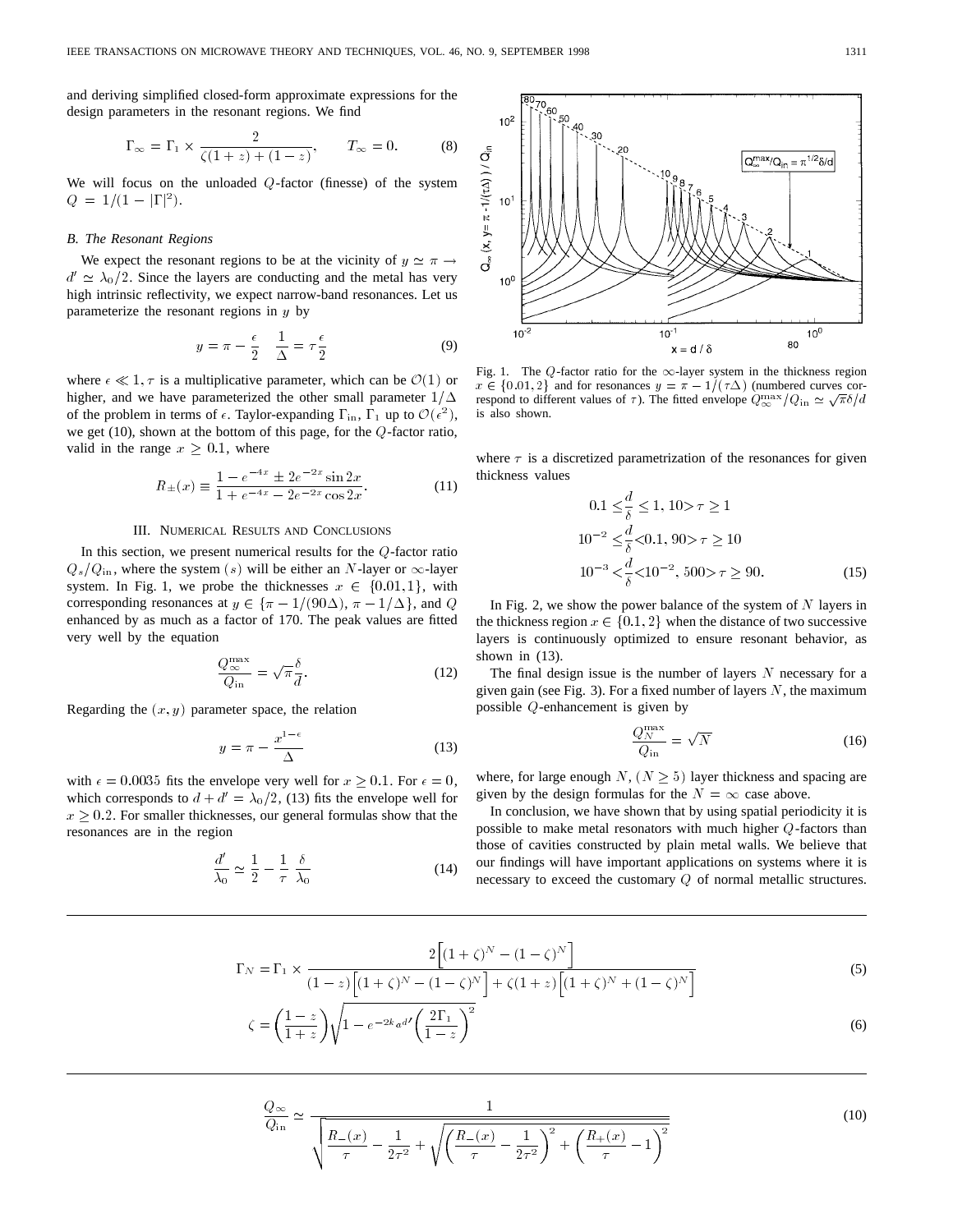and deriving simplified closed-form approximate expressions for the design parameters in the resonant regions. We find

$$\Gamma_\infty = \Gamma_1 \times \frac{2}{\zeta(1+z)+(1-z)}, \qquad T_\infty = 0. \tag{8}$$

We will focus on the unloaded $Q$-factor (finesse) of the system $Q = 1/(1-|\Gamma|^2)$.

### B. The Resonant Regions

We expect the resonant regions to be at the vicinity of $y \simeq \pi \rightarrow d' \simeq \lambda_0/2$. Since the layers are conducting and the metal has very high intrinsic reflectivity, we expect narrow-band resonances. Let us parameterize the resonant regions in $y$ by

$$y = \pi - \frac{\epsilon}{2} \quad \frac{1}{\Delta} = \tau\frac{\epsilon}{2} \tag{9}$$

where $\epsilon \ll 1, \tau$ is a multiplicative parameter, which can be $\mathcal{O}(1)$ or higher, and we have parameterized the other small parameter $1/\Delta$ of the problem in terms of $\epsilon$. Taylor-expanding $\Gamma_{\rm in}$, $\Gamma_1$ up to $\mathcal{O}(\epsilon^2)$, we get (10), shown at the bottom of this page, for the $Q$-factor ratio, valid in the range $x \geq 0.1$, where

$$R_\pm(x) \equiv \frac{1-e^{-4x} \pm 2e^{-2x}\sin 2x}{1+e^{-4x}-2e^{-2x}\cos 2x}. \tag{11}$$

## III. Numerical Results and Conclusions

In this section, we present numerical results for the $Q$-factor ratio $Q_s/Q_{\rm in}$, where the system $(s)$ will be either an $N$-layer or $\infty$-layer system. In Fig. 1, we probe the thicknesses $x \in \{0.01, 1\}$, with corresponding resonances at $y \in \{\pi - 1/(90\Delta), \pi - 1/\Delta\}$, and $Q$ enhanced by as much as a factor of 170. The peak values are fitted very well by the equation

$$\frac{Q_\infty^{\max}}{Q_{\rm in}} = \sqrt{\pi}\frac{\delta}{d}. \tag{12}$$

Regarding the $(x, y)$ parameter space, the relation

$$y = \pi - \frac{x^{1-\epsilon}}{\Delta} \tag{13}$$

with $\epsilon = 0.0035$ fits the envelope very well for $x \geq 0.1$. For $\epsilon = 0$, which corresponds to $d + d' = \lambda_0/2$, (13) fits the envelope well for $x \geq 0.2$. For smaller thicknesses, our general formulas show that the resonances are in the region

$$\frac{d'}{\lambda_0} \simeq \frac{1}{2} - \frac{1}{\tau}\frac{\delta}{\lambda_0} \tag{14}$$

Fig. 1. The $Q$-factor ratio for the $\infty$-layer system in the thickness region $x \in \{0.01, 2\}$ and for resonances $y = \pi - 1/(\tau\Delta)$ (numbered curves correspond to different values of $\tau$). The fitted envelope $Q_\infty^{\max}/Q_{\rm in} \simeq \sqrt{\pi}\delta/d$ is also shown.

where $\tau$ is a discretized parametrization of the resonances for given thickness values

$$\begin{aligned} 0.1 \leq \frac{d}{\delta} \leq 1,\ 10 > \tau \geq 1 \\ 10^{-2} \leq \frac{d}{\delta} < 0.1,\ 90 > \tau \geq 10 \\ 10^{-3} < \frac{d}{\delta} < 10^{-2},\ 500 > \tau \geq 90. \end{aligned} \tag{15}$$

In Fig. 2, we show the power balance of the system of $N$ layers in the thickness region $x \in \{0.1, 2\}$ when the distance of two successive layers is continuously optimized to ensure resonant behavior, as shown in (13).

The final design issue is the number of layers $N$ necessary for a given gain (see Fig. 3). For a fixed number of layers $N$, the maximum possible $Q$-enhancement is given by

$$\frac{Q_N^{\max}}{Q_{\rm in}} = \sqrt{N} \tag{16}$$

where, for large enough $N$, $(N \geq 5)$ layer thickness and spacing are given by the design formulas for the $N = \infty$ case above.

In conclusion, we have shown that by using spatial periodicity it is possible to make metal resonators with much higher $Q$-factors than those of cavities constructed by plain metal walls. We believe that our findings will have important applications on systems where it is necessary to exceed the customary $Q$ of normal metallic structures.

$$\Gamma_N = \Gamma_1 \times \frac{2\left[(1+\zeta)^N - (1-\zeta)^N\right]}{(1-z)\left[(1+\zeta)^N - (1-\zeta)^N\right] + \zeta(1+z)\left[(1+\zeta)^N + (1-\zeta)^N\right]} \tag{5}$$

$$\zeta = \left(\frac{1-z}{1+z}\right)\sqrt{1 - e^{-2k_0 d'}\left(\frac{2\Gamma_1}{1-z}\right)^2} \tag{6}$$

$$\frac{Q_\infty}{Q_{\rm in}} \simeq \frac{1}{\sqrt{\dfrac{R_-(x)}{\tau} - \dfrac{1}{2\tau^2} + \sqrt{\left(\dfrac{R_-(x)}{\tau} - \dfrac{1}{2\tau^2}\right)^2 + \left(\dfrac{R_+(x)}{\tau} - 1\right)^2}}} \tag{10}$$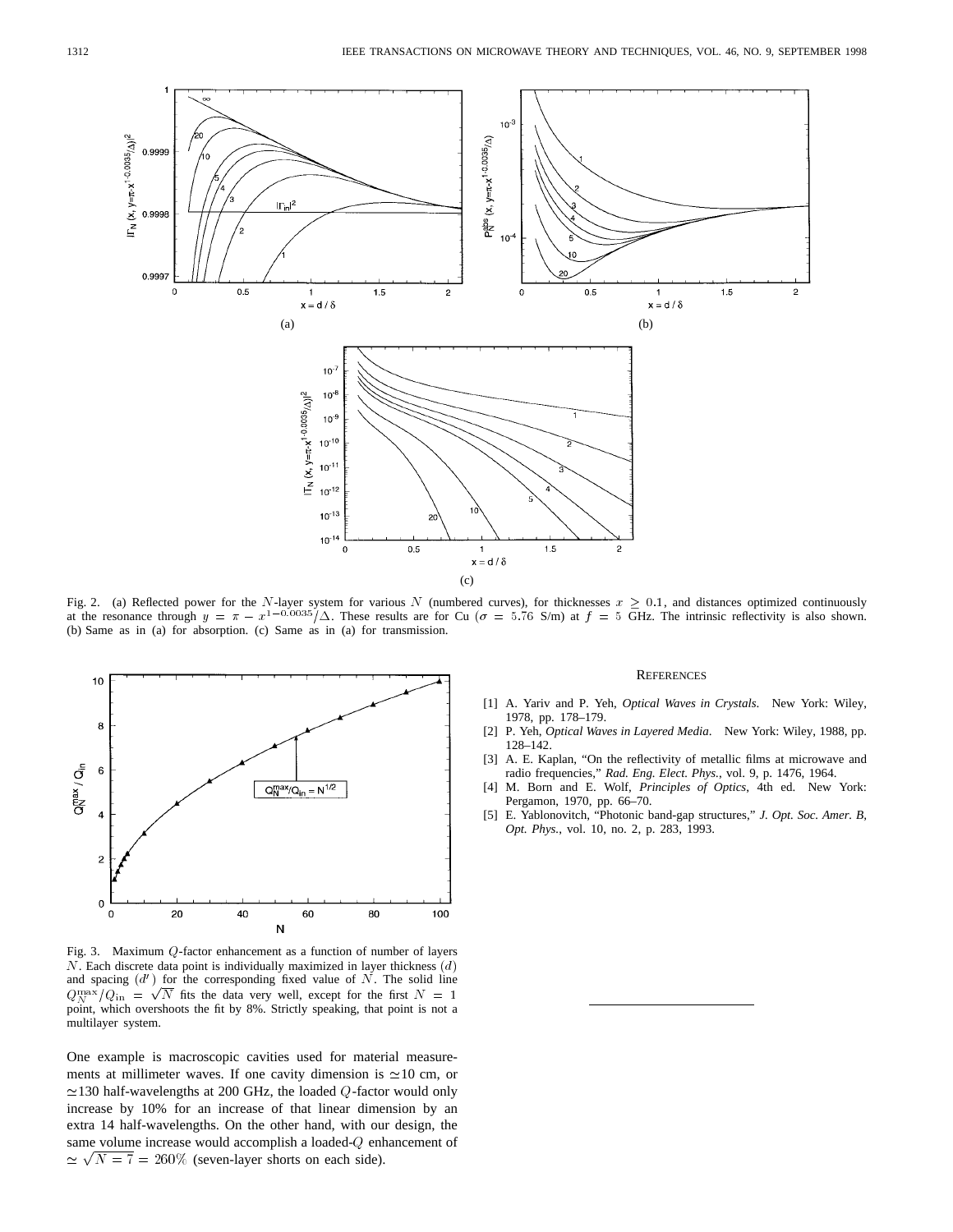(a)

(b)

(c)

Fig. 2. (a) Reflected power for the $N$-layer system for various $N$ (numbered curves), for thicknesses $x \geq 0.1$, and distances optimized continuously at the resonance through $y = \pi - x^{1-0.0035}/\Delta$. These results are for Cu ($\sigma = 5.76$ S/m) at $f = 5$ GHz. The intrinsic reflectivity is also shown. (b) Same as in (a) for absorption. (c) Same as in (a) for transmission.

$Q_N^{max}/Q_{in} = N^{1/2}$

Fig. 3. Maximum $Q$-factor enhancement as a function of number of layers $N$. Each discrete data point is individually maximized in layer thickness $(d)$ and spacing $(d')$ for the corresponding fixed value of $N$. The solid line $Q_N^{\max}/Q_{\text{in}} = \sqrt{N}$ fits the data very well, except for the first $N = 1$ point, which overshoots the fit by 8%. Strictly speaking, that point is not a multilayer system.

One example is macroscopic cavities used for material measurements at millimeter waves. If one cavity dimension is $\simeq$10 cm, or $\simeq$130 half-wavelengths at 200 GHz, the loaded $Q$-factor would only increase by 10% for an increase of that linear dimension by an extra 14 half-wavelengths. On the other hand, with our design, the same volume increase would accomplish a loaded-$Q$ enhancement of $\simeq \sqrt{N = 7} = 260\%$ (seven-layer shorts on each side).

## References

[1] A. Yariv and P. Yeh, *Optical Waves in Crystals*. New York: Wiley, 1978, pp. 178–179.

[2] P. Yeh, *Optical Waves in Layered Media*. New York: Wiley, 1988, pp. 128–142.

[3] A. E. Kaplan, "On the reflectivity of metallic films at microwave and radio frequencies," *Rad. Eng. Elect. Phys.*, vol. 9, p. 1476, 1964.

[4] M. Born and E. Wolf, *Principles of Optics*, 4th ed. New York: Pergamon, 1970, pp. 66–70.

[5] E. Yablonovitch, "Photonic band-gap structures," *J. Opt. Soc. Amer. B, Opt. Phys.*, vol. 10, no. 2, p. 283, 1993.